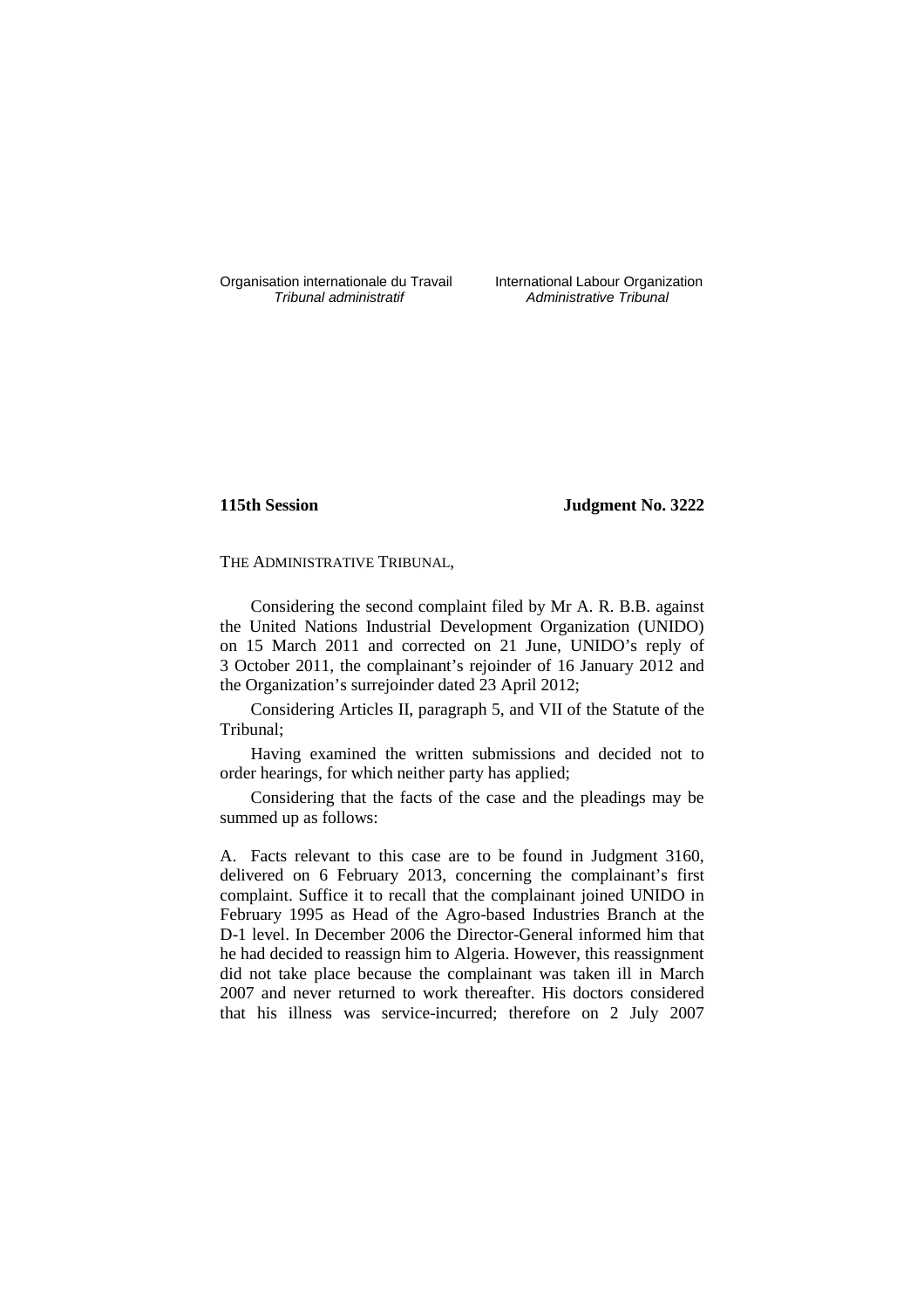Organisation internationale du Travail
*Tribunal administratif*

International Labour Organization
*Administrative Tribunal*

**115th Session** **Judgment No. 3222**

THE ADMINISTRATIVE TRIBUNAL,

Considering the second complaint filed by Mr A. R. B.B. against the United Nations Industrial Development Organization (UNIDO) on 15 March 2011 and corrected on 21 June, UNIDO's reply of 3 October 2011, the complainant's rejoinder of 16 January 2012 and the Organization's surrejoinder dated 23 April 2012;

Considering Articles II, paragraph 5, and VII of the Statute of the Tribunal;

Having examined the written submissions and decided not to order hearings, for which neither party has applied;

Considering that the facts of the case and the pleadings may be summed up as follows:

A. Facts relevant to this case are to be found in Judgment 3160, delivered on 6 February 2013, concerning the complainant's first complaint. Suffice it to recall that the complainant joined UNIDO in February 1995 as Head of the Agro-based Industries Branch at the D-1 level. In December 2006 the Director-General informed him that he had decided to reassign him to Algeria. However, this reassignment did not take place because the complainant was taken ill in March 2007 and never returned to work thereafter. His doctors considered that his illness was service-incurred; therefore on 2 July 2007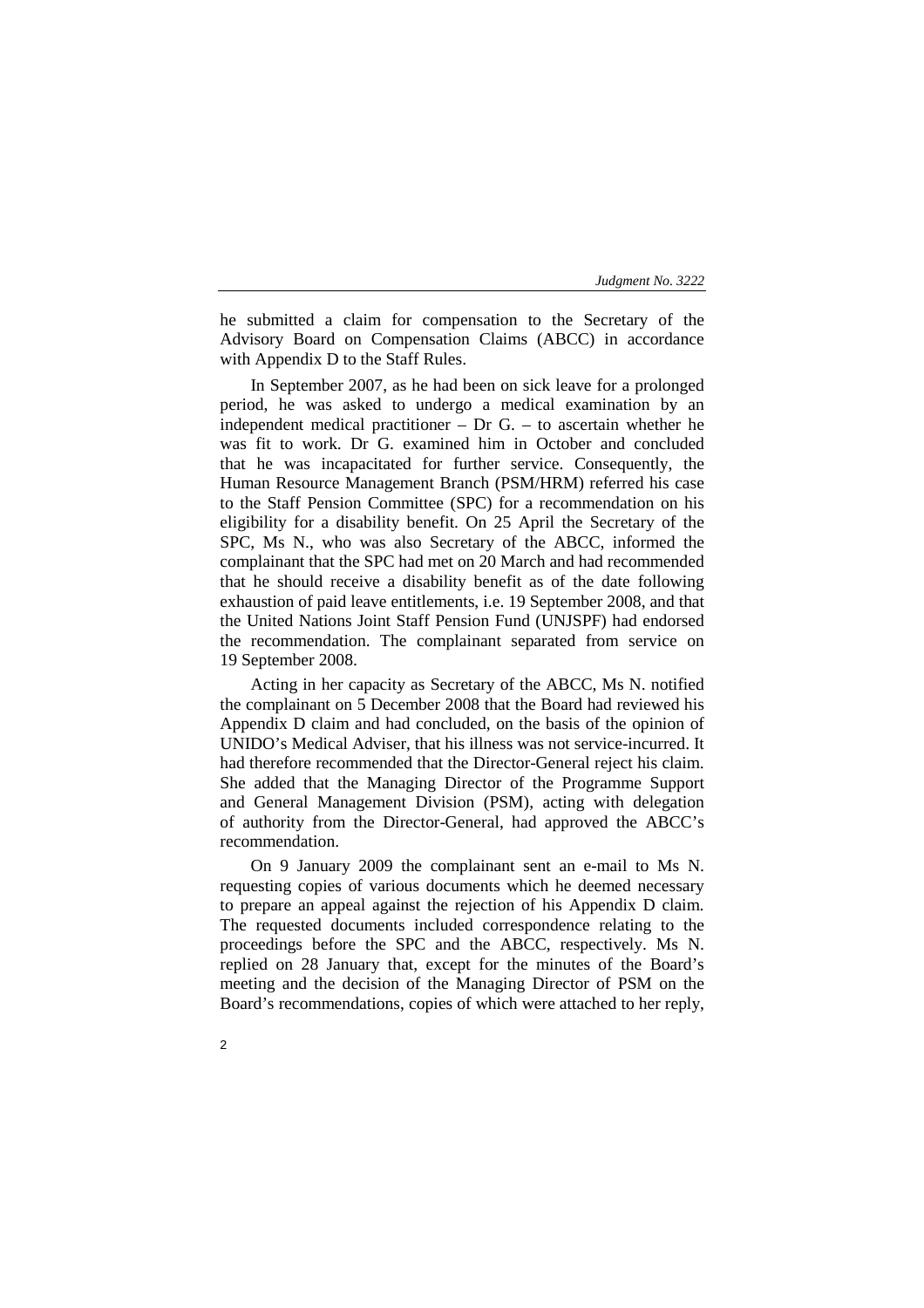he submitted a claim for compensation to the Secretary of the Advisory Board on Compensation Claims (ABCC) in accordance with Appendix D to the Staff Rules.

In September 2007, as he had been on sick leave for a prolonged period, he was asked to undergo a medical examination by an independent medical practitioner – Dr G. – to ascertain whether he was fit to work. Dr G. examined him in October and concluded that he was incapacitated for further service. Consequently, the Human Resource Management Branch (PSM/HRM) referred his case to the Staff Pension Committee (SPC) for a recommendation on his eligibility for a disability benefit. On 25 April the Secretary of the SPC, Ms N., who was also Secretary of the ABCC, informed the complainant that the SPC had met on 20 March and had recommended that he should receive a disability benefit as of the date following exhaustion of paid leave entitlements, i.e. 19 September 2008, and that the United Nations Joint Staff Pension Fund (UNJSPF) had endorsed the recommendation. The complainant separated from service on 19 September 2008.

Acting in her capacity as Secretary of the ABCC, Ms N. notified the complainant on 5 December 2008 that the Board had reviewed his Appendix D claim and had concluded, on the basis of the opinion of UNIDO's Medical Adviser, that his illness was not service-incurred. It had therefore recommended that the Director-General reject his claim. She added that the Managing Director of the Programme Support and General Management Division (PSM), acting with delegation of authority from the Director-General, had approved the ABCC's recommendation.

On 9 January 2009 the complainant sent an e-mail to Ms N. requesting copies of various documents which he deemed necessary to prepare an appeal against the rejection of his Appendix D claim. The requested documents included correspondence relating to the proceedings before the SPC and the ABCC, respectively. Ms N. replied on 28 January that, except for the minutes of the Board's meeting and the decision of the Managing Director of PSM on the Board's recommendations, copies of which were attached to her reply,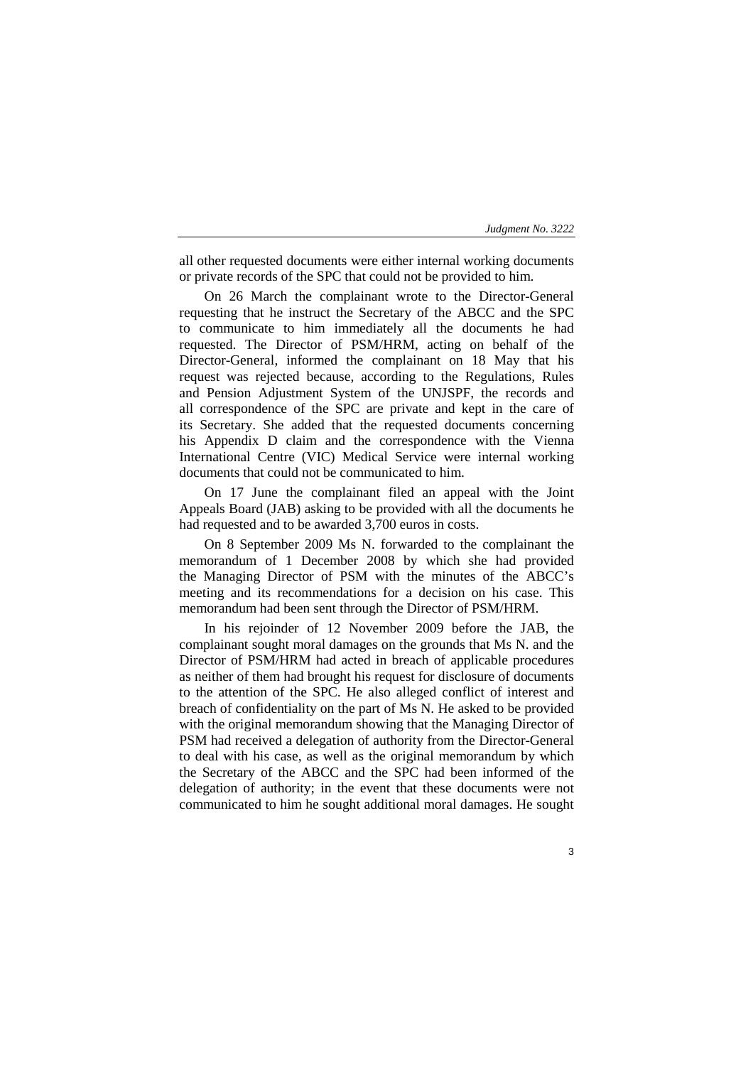all other requested documents were either internal working documents or private records of the SPC that could not be provided to him.

On 26 March the complainant wrote to the Director-General requesting that he instruct the Secretary of the ABCC and the SPC to communicate to him immediately all the documents he had requested. The Director of PSM/HRM, acting on behalf of the Director-General, informed the complainant on 18 May that his request was rejected because, according to the Regulations, Rules and Pension Adjustment System of the UNJSPF, the records and all correspondence of the SPC are private and kept in the care of its Secretary. She added that the requested documents concerning his Appendix D claim and the correspondence with the Vienna International Centre (VIC) Medical Service were internal working documents that could not be communicated to him.

On 17 June the complainant filed an appeal with the Joint Appeals Board (JAB) asking to be provided with all the documents he had requested and to be awarded 3,700 euros in costs.

On 8 September 2009 Ms N. forwarded to the complainant the memorandum of 1 December 2008 by which she had provided the Managing Director of PSM with the minutes of the ABCC's meeting and its recommendations for a decision on his case. This memorandum had been sent through the Director of PSM/HRM.

In his rejoinder of 12 November 2009 before the JAB, the complainant sought moral damages on the grounds that Ms N. and the Director of PSM/HRM had acted in breach of applicable procedures as neither of them had brought his request for disclosure of documents to the attention of the SPC. He also alleged conflict of interest and breach of confidentiality on the part of Ms N. He asked to be provided with the original memorandum showing that the Managing Director of PSM had received a delegation of authority from the Director-General to deal with his case, as well as the original memorandum by which the Secretary of the ABCC and the SPC had been informed of the delegation of authority; in the event that these documents were not communicated to him he sought additional moral damages. He sought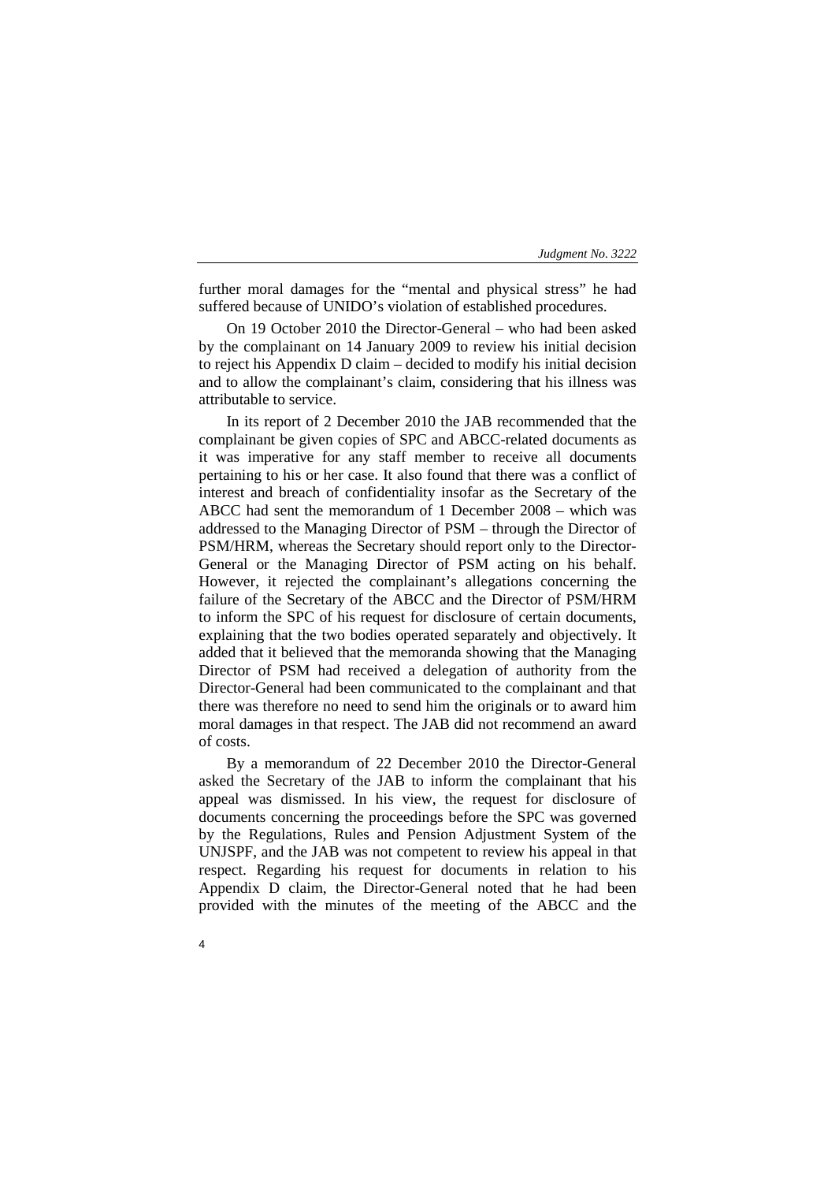further moral damages for the "mental and physical stress" he had suffered because of UNIDO's violation of established procedures.

On 19 October 2010 the Director-General – who had been asked by the complainant on 14 January 2009 to review his initial decision to reject his Appendix D claim – decided to modify his initial decision and to allow the complainant's claim, considering that his illness was attributable to service.

In its report of 2 December 2010 the JAB recommended that the complainant be given copies of SPC and ABCC-related documents as it was imperative for any staff member to receive all documents pertaining to his or her case. It also found that there was a conflict of interest and breach of confidentiality insofar as the Secretary of the ABCC had sent the memorandum of 1 December 2008 – which was addressed to the Managing Director of PSM – through the Director of PSM/HRM, whereas the Secretary should report only to the Director-General or the Managing Director of PSM acting on his behalf. However, it rejected the complainant's allegations concerning the failure of the Secretary of the ABCC and the Director of PSM/HRM to inform the SPC of his request for disclosure of certain documents, explaining that the two bodies operated separately and objectively. It added that it believed that the memoranda showing that the Managing Director of PSM had received a delegation of authority from the Director-General had been communicated to the complainant and that there was therefore no need to send him the originals or to award him moral damages in that respect. The JAB did not recommend an award of costs.

By a memorandum of 22 December 2010 the Director-General asked the Secretary of the JAB to inform the complainant that his appeal was dismissed. In his view, the request for disclosure of documents concerning the proceedings before the SPC was governed by the Regulations, Rules and Pension Adjustment System of the UNJSPF, and the JAB was not competent to review his appeal in that respect. Regarding his request for documents in relation to his Appendix D claim, the Director-General noted that he had been provided with the minutes of the meeting of the ABCC and the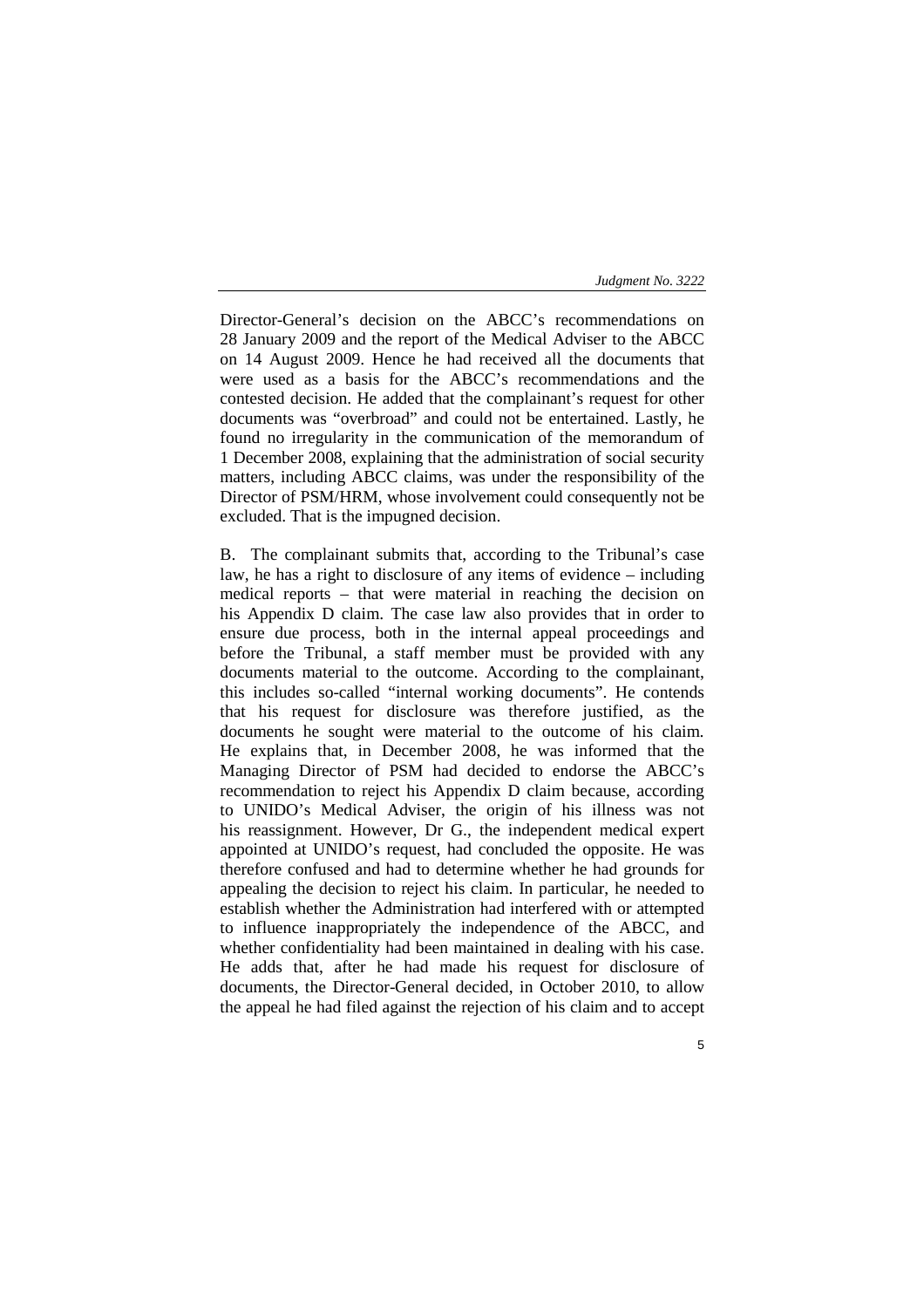Director-General's decision on the ABCC's recommendations on 28 January 2009 and the report of the Medical Adviser to the ABCC on 14 August 2009. Hence he had received all the documents that were used as a basis for the ABCC's recommendations and the contested decision. He added that the complainant's request for other documents was "overbroad" and could not be entertained. Lastly, he found no irregularity in the communication of the memorandum of 1 December 2008, explaining that the administration of social security matters, including ABCC claims, was under the responsibility of the Director of PSM/HRM, whose involvement could consequently not be excluded. That is the impugned decision.

B. The complainant submits that, according to the Tribunal's case law, he has a right to disclosure of any items of evidence – including medical reports – that were material in reaching the decision on his Appendix D claim. The case law also provides that in order to ensure due process, both in the internal appeal proceedings and before the Tribunal, a staff member must be provided with any documents material to the outcome. According to the complainant, this includes so-called "internal working documents". He contends that his request for disclosure was therefore justified, as the documents he sought were material to the outcome of his claim. He explains that, in December 2008, he was informed that the Managing Director of PSM had decided to endorse the ABCC's recommendation to reject his Appendix D claim because, according to UNIDO's Medical Adviser, the origin of his illness was not his reassignment. However, Dr G., the independent medical expert appointed at UNIDO's request, had concluded the opposite. He was therefore confused and had to determine whether he had grounds for appealing the decision to reject his claim. In particular, he needed to establish whether the Administration had interfered with or attempted to influence inappropriately the independence of the ABCC, and whether confidentiality had been maintained in dealing with his case. He adds that, after he had made his request for disclosure of documents, the Director-General decided, in October 2010, to allow the appeal he had filed against the rejection of his claim and to accept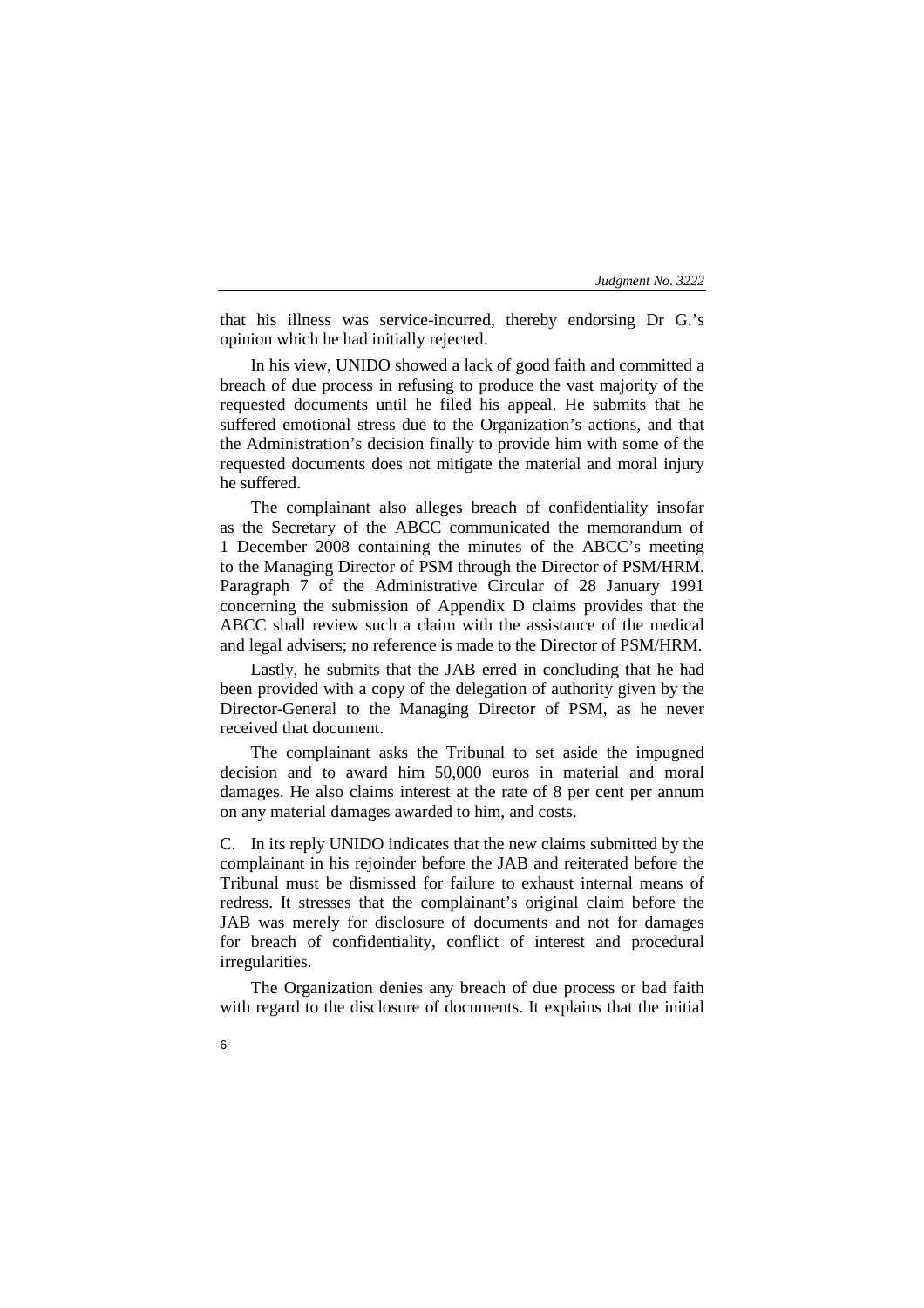that his illness was service-incurred, thereby endorsing Dr G.'s opinion which he had initially rejected.

In his view, UNIDO showed a lack of good faith and committed a breach of due process in refusing to produce the vast majority of the requested documents until he filed his appeal. He submits that he suffered emotional stress due to the Organization's actions, and that the Administration's decision finally to provide him with some of the requested documents does not mitigate the material and moral injury he suffered.

The complainant also alleges breach of confidentiality insofar as the Secretary of the ABCC communicated the memorandum of 1 December 2008 containing the minutes of the ABCC's meeting to the Managing Director of PSM through the Director of PSM/HRM. Paragraph 7 of the Administrative Circular of 28 January 1991 concerning the submission of Appendix D claims provides that the ABCC shall review such a claim with the assistance of the medical and legal advisers; no reference is made to the Director of PSM/HRM.

Lastly, he submits that the JAB erred in concluding that he had been provided with a copy of the delegation of authority given by the Director-General to the Managing Director of PSM, as he never received that document.

The complainant asks the Tribunal to set aside the impugned decision and to award him 50,000 euros in material and moral damages. He also claims interest at the rate of 8 per cent per annum on any material damages awarded to him, and costs.

C. In its reply UNIDO indicates that the new claims submitted by the complainant in his rejoinder before the JAB and reiterated before the Tribunal must be dismissed for failure to exhaust internal means of redress. It stresses that the complainant's original claim before the JAB was merely for disclosure of documents and not for damages for breach of confidentiality, conflict of interest and procedural irregularities.

The Organization denies any breach of due process or bad faith with regard to the disclosure of documents. It explains that the initial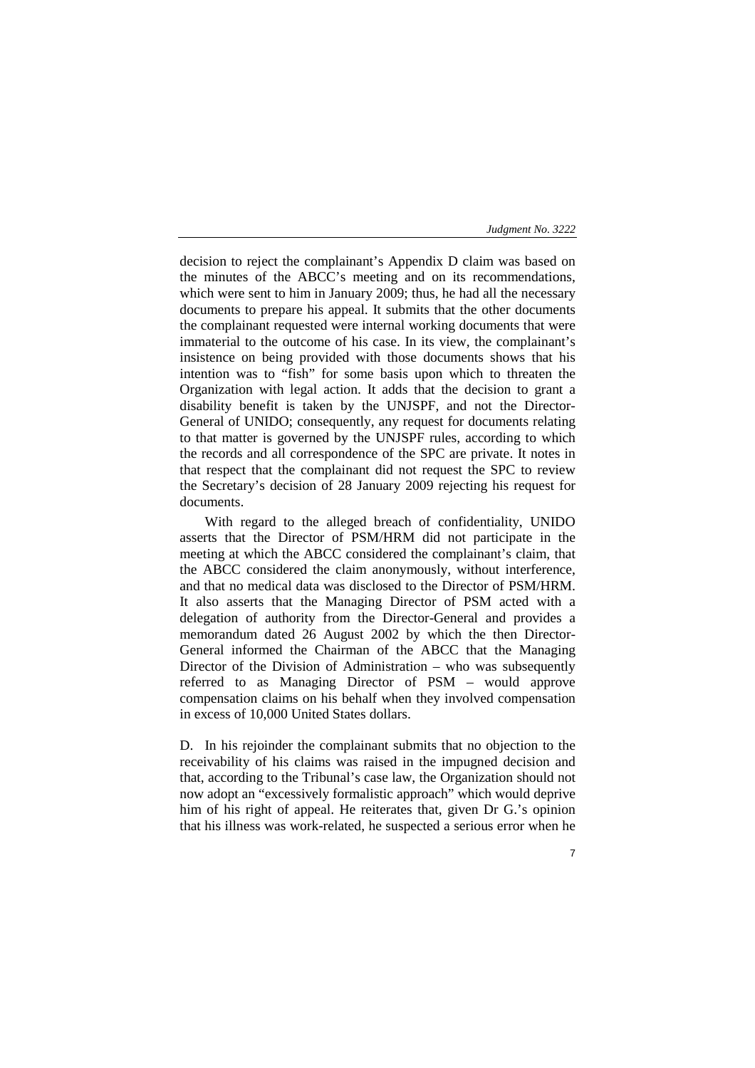decision to reject the complainant's Appendix D claim was based on the minutes of the ABCC's meeting and on its recommendations, which were sent to him in January 2009; thus, he had all the necessary documents to prepare his appeal. It submits that the other documents the complainant requested were internal working documents that were immaterial to the outcome of his case. In its view, the complainant's insistence on being provided with those documents shows that his intention was to "fish" for some basis upon which to threaten the Organization with legal action. It adds that the decision to grant a disability benefit is taken by the UNJSPF, and not the Director-General of UNIDO; consequently, any request for documents relating to that matter is governed by the UNJSPF rules, according to which the records and all correspondence of the SPC are private. It notes in that respect that the complainant did not request the SPC to review the Secretary's decision of 28 January 2009 rejecting his request for documents.

With regard to the alleged breach of confidentiality, UNIDO asserts that the Director of PSM/HRM did not participate in the meeting at which the ABCC considered the complainant's claim, that the ABCC considered the claim anonymously, without interference, and that no medical data was disclosed to the Director of PSM/HRM. It also asserts that the Managing Director of PSM acted with a delegation of authority from the Director-General and provides a memorandum dated 26 August 2002 by which the then Director-General informed the Chairman of the ABCC that the Managing Director of the Division of Administration – who was subsequently referred to as Managing Director of PSM – would approve compensation claims on his behalf when they involved compensation in excess of 10,000 United States dollars.

D. In his rejoinder the complainant submits that no objection to the receivability of his claims was raised in the impugned decision and that, according to the Tribunal's case law, the Organization should not now adopt an "excessively formalistic approach" which would deprive him of his right of appeal. He reiterates that, given Dr G.'s opinion that his illness was work-related, he suspected a serious error when he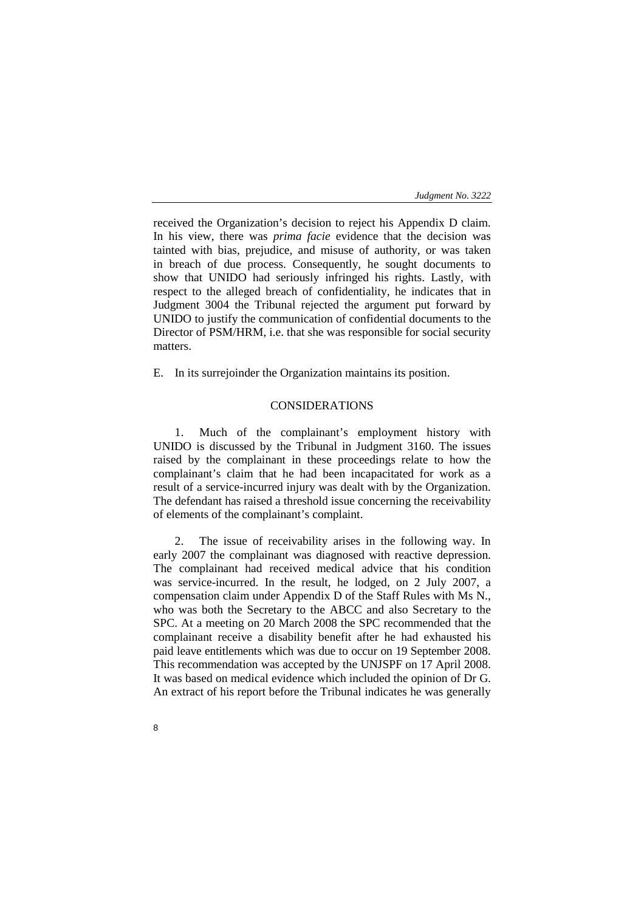received the Organization's decision to reject his Appendix D claim. In his view, there was *prima facie* evidence that the decision was tainted with bias, prejudice, and misuse of authority, or was taken in breach of due process. Consequently, he sought documents to show that UNIDO had seriously infringed his rights. Lastly, with respect to the alleged breach of confidentiality, he indicates that in Judgment 3004 the Tribunal rejected the argument put forward by UNIDO to justify the communication of confidential documents to the Director of PSM/HRM, i.e. that she was responsible for social security matters.

E. In its surrejoinder the Organization maintains its position.

## CONSIDERATIONS

1. Much of the complainant's employment history with UNIDO is discussed by the Tribunal in Judgment 3160. The issues raised by the complainant in these proceedings relate to how the complainant's claim that he had been incapacitated for work as a result of a service-incurred injury was dealt with by the Organization. The defendant has raised a threshold issue concerning the receivability of elements of the complainant's complaint.

2. The issue of receivability arises in the following way. In early 2007 the complainant was diagnosed with reactive depression. The complainant had received medical advice that his condition was service-incurred. In the result, he lodged, on 2 July 2007, a compensation claim under Appendix D of the Staff Rules with Ms N., who was both the Secretary to the ABCC and also Secretary to the SPC. At a meeting on 20 March 2008 the SPC recommended that the complainant receive a disability benefit after he had exhausted his paid leave entitlements which was due to occur on 19 September 2008. This recommendation was accepted by the UNJSPF on 17 April 2008. It was based on medical evidence which included the opinion of Dr G. An extract of his report before the Tribunal indicates he was generally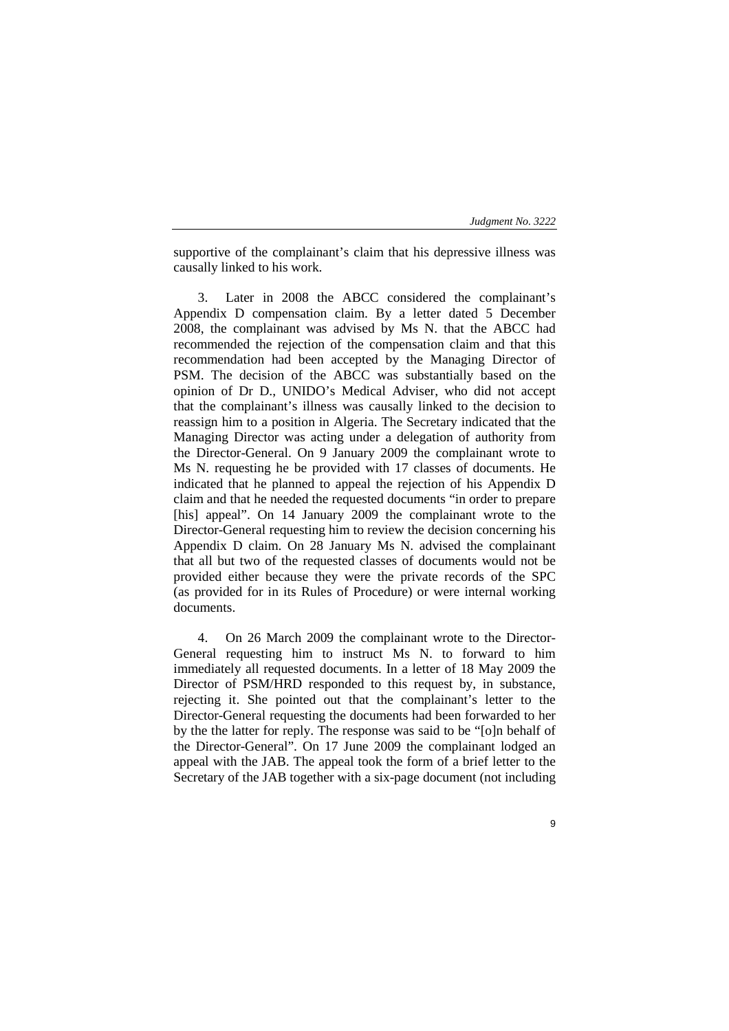supportive of the complainant's claim that his depressive illness was causally linked to his work.

3. Later in 2008 the ABCC considered the complainant's Appendix D compensation claim. By a letter dated 5 December 2008, the complainant was advised by Ms N. that the ABCC had recommended the rejection of the compensation claim and that this recommendation had been accepted by the Managing Director of PSM. The decision of the ABCC was substantially based on the opinion of Dr D., UNIDO's Medical Adviser, who did not accept that the complainant's illness was causally linked to the decision to reassign him to a position in Algeria. The Secretary indicated that the Managing Director was acting under a delegation of authority from the Director-General. On 9 January 2009 the complainant wrote to Ms N. requesting he be provided with 17 classes of documents. He indicated that he planned to appeal the rejection of his Appendix D claim and that he needed the requested documents "in order to prepare [his] appeal". On 14 January 2009 the complainant wrote to the Director-General requesting him to review the decision concerning his Appendix D claim. On 28 January Ms N. advised the complainant that all but two of the requested classes of documents would not be provided either because they were the private records of the SPC (as provided for in its Rules of Procedure) or were internal working documents.

4. On 26 March 2009 the complainant wrote to the Director-General requesting him to instruct Ms N. to forward to him immediately all requested documents. In a letter of 18 May 2009 the Director of PSM/HRD responded to this request by, in substance, rejecting it. She pointed out that the complainant's letter to the Director-General requesting the documents had been forwarded to her by the the latter for reply. The response was said to be "[o]n behalf of the Director-General". On 17 June 2009 the complainant lodged an appeal with the JAB. The appeal took the form of a brief letter to the Secretary of the JAB together with a six-page document (not including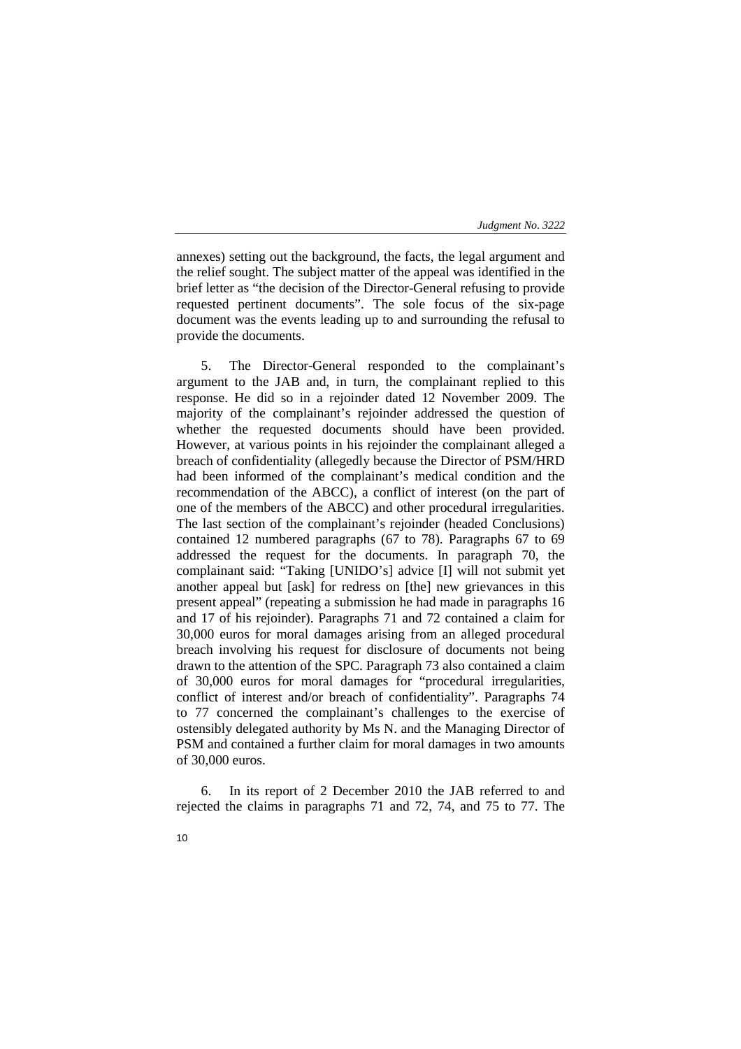annexes) setting out the background, the facts, the legal argument and the relief sought. The subject matter of the appeal was identified in the brief letter as "the decision of the Director-General refusing to provide requested pertinent documents". The sole focus of the six-page document was the events leading up to and surrounding the refusal to provide the documents.

5. The Director-General responded to the complainant's argument to the JAB and, in turn, the complainant replied to this response. He did so in a rejoinder dated 12 November 2009. The majority of the complainant's rejoinder addressed the question of whether the requested documents should have been provided. However, at various points in his rejoinder the complainant alleged a breach of confidentiality (allegedly because the Director of PSM/HRD had been informed of the complainant's medical condition and the recommendation of the ABCC), a conflict of interest (on the part of one of the members of the ABCC) and other procedural irregularities. The last section of the complainant's rejoinder (headed Conclusions) contained 12 numbered paragraphs (67 to 78). Paragraphs 67 to 69 addressed the request for the documents. In paragraph 70, the complainant said: "Taking [UNIDO's] advice [I] will not submit yet another appeal but [ask] for redress on [the] new grievances in this present appeal" (repeating a submission he had made in paragraphs 16 and 17 of his rejoinder). Paragraphs 71 and 72 contained a claim for 30,000 euros for moral damages arising from an alleged procedural breach involving his request for disclosure of documents not being drawn to the attention of the SPC. Paragraph 73 also contained a claim of 30,000 euros for moral damages for "procedural irregularities, conflict of interest and/or breach of confidentiality". Paragraphs 74 to 77 concerned the complainant's challenges to the exercise of ostensibly delegated authority by Ms N. and the Managing Director of PSM and contained a further claim for moral damages in two amounts of 30,000 euros.

6. In its report of 2 December 2010 the JAB referred to and rejected the claims in paragraphs 71 and 72, 74, and 75 to 77. The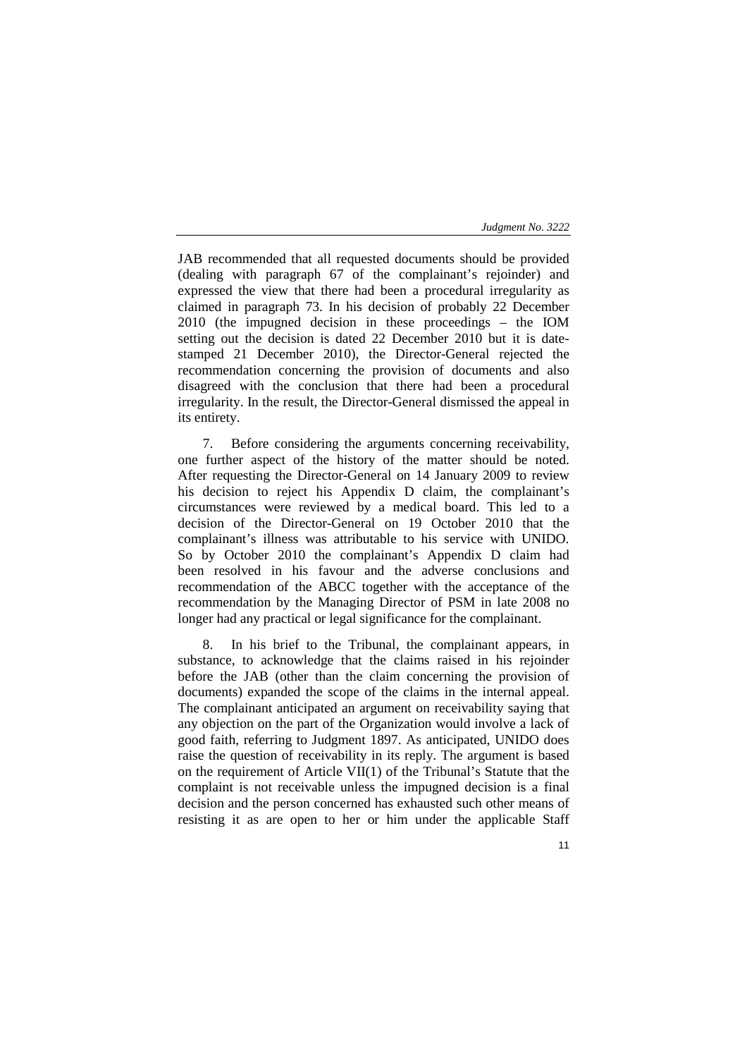JAB recommended that all requested documents should be provided (dealing with paragraph 67 of the complainant's rejoinder) and expressed the view that there had been a procedural irregularity as claimed in paragraph 73. In his decision of probably 22 December 2010 (the impugned decision in these proceedings – the IOM setting out the decision is dated 22 December 2010 but it is date-stamped 21 December 2010), the Director-General rejected the recommendation concerning the provision of documents and also disagreed with the conclusion that there had been a procedural irregularity. In the result, the Director-General dismissed the appeal in its entirety.

7. Before considering the arguments concerning receivability, one further aspect of the history of the matter should be noted. After requesting the Director-General on 14 January 2009 to review his decision to reject his Appendix D claim, the complainant's circumstances were reviewed by a medical board. This led to a decision of the Director-General on 19 October 2010 that the complainant's illness was attributable to his service with UNIDO. So by October 2010 the complainant's Appendix D claim had been resolved in his favour and the adverse conclusions and recommendation of the ABCC together with the acceptance of the recommendation by the Managing Director of PSM in late 2008 no longer had any practical or legal significance for the complainant.

8. In his brief to the Tribunal, the complainant appears, in substance, to acknowledge that the claims raised in his rejoinder before the JAB (other than the claim concerning the provision of documents) expanded the scope of the claims in the internal appeal. The complainant anticipated an argument on receivability saying that any objection on the part of the Organization would involve a lack of good faith, referring to Judgment 1897. As anticipated, UNIDO does raise the question of receivability in its reply. The argument is based on the requirement of Article VII(1) of the Tribunal's Statute that the complaint is not receivable unless the impugned decision is a final decision and the person concerned has exhausted such other means of resisting it as are open to her or him under the applicable Staff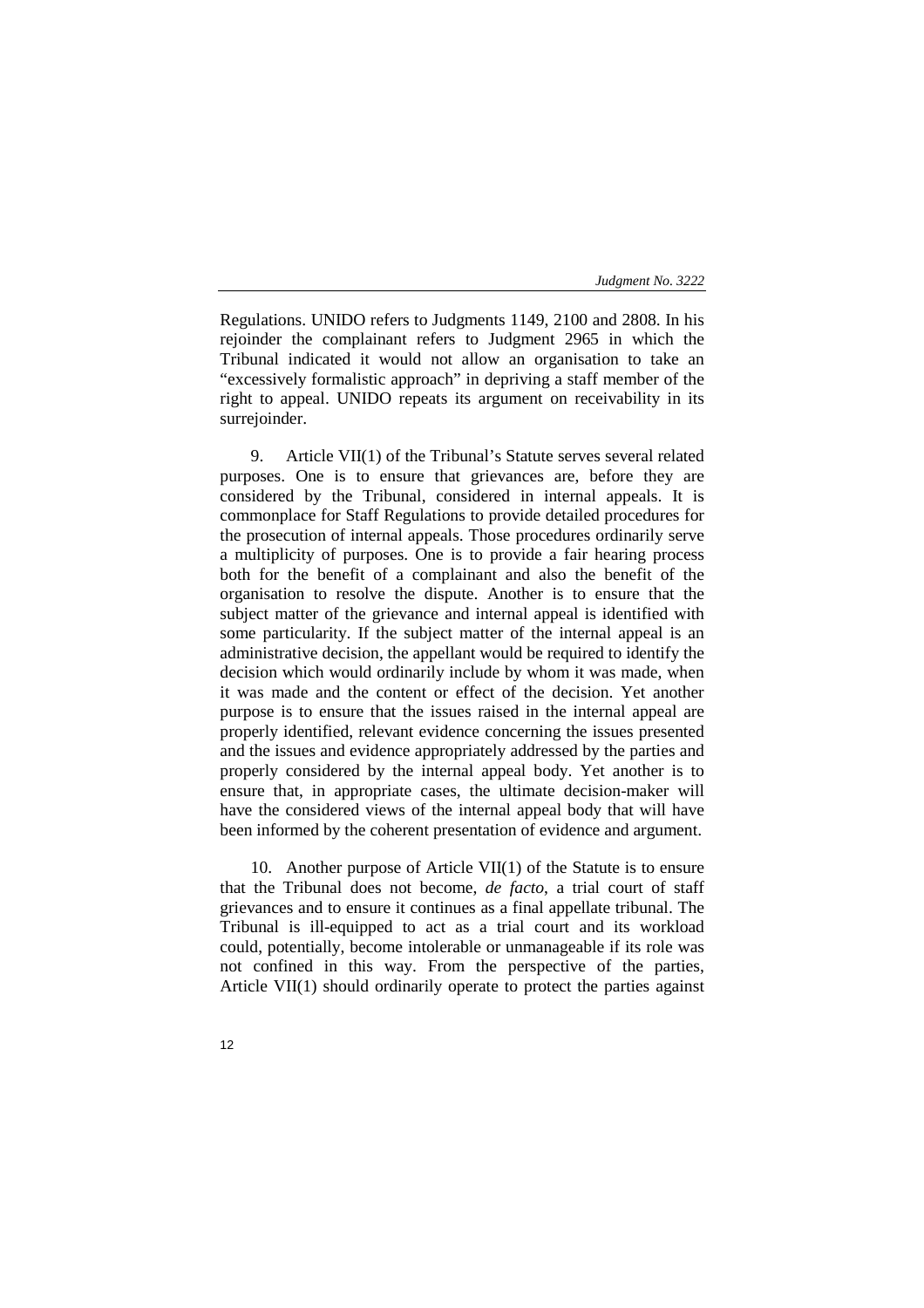Regulations. UNIDO refers to Judgments 1149, 2100 and 2808. In his rejoinder the complainant refers to Judgment 2965 in which the Tribunal indicated it would not allow an organisation to take an "excessively formalistic approach" in depriving a staff member of the right to appeal. UNIDO repeats its argument on receivability in its surrejoinder.

9. Article VII(1) of the Tribunal's Statute serves several related purposes. One is to ensure that grievances are, before they are considered by the Tribunal, considered in internal appeals. It is commonplace for Staff Regulations to provide detailed procedures for the prosecution of internal appeals. Those procedures ordinarily serve a multiplicity of purposes. One is to provide a fair hearing process both for the benefit of a complainant and also the benefit of the organisation to resolve the dispute. Another is to ensure that the subject matter of the grievance and internal appeal is identified with some particularity. If the subject matter of the internal appeal is an administrative decision, the appellant would be required to identify the decision which would ordinarily include by whom it was made, when it was made and the content or effect of the decision. Yet another purpose is to ensure that the issues raised in the internal appeal are properly identified, relevant evidence concerning the issues presented and the issues and evidence appropriately addressed by the parties and properly considered by the internal appeal body. Yet another is to ensure that, in appropriate cases, the ultimate decision-maker will have the considered views of the internal appeal body that will have been informed by the coherent presentation of evidence and argument.

10. Another purpose of Article VII(1) of the Statute is to ensure that the Tribunal does not become, *de facto*, a trial court of staff grievances and to ensure it continues as a final appellate tribunal. The Tribunal is ill-equipped to act as a trial court and its workload could, potentially, become intolerable or unmanageable if its role was not confined in this way. From the perspective of the parties, Article VII(1) should ordinarily operate to protect the parties against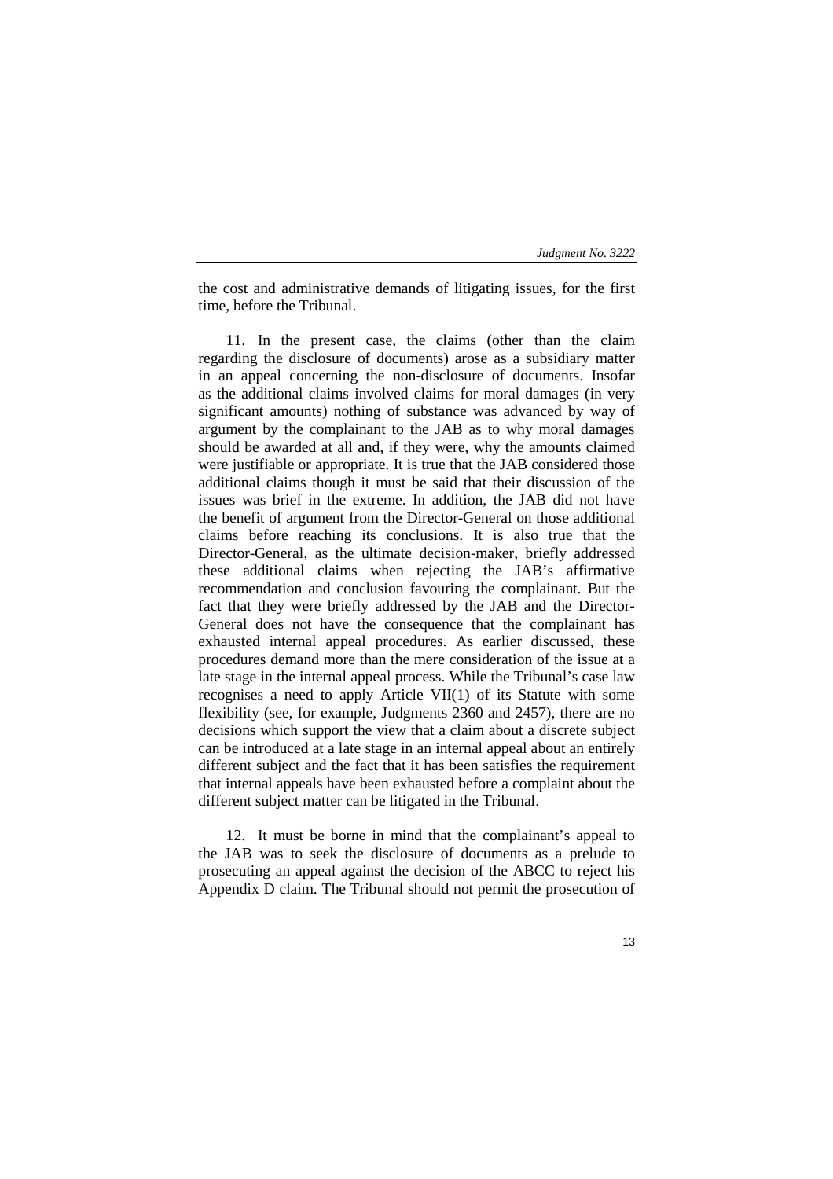the cost and administrative demands of litigating issues, for the first time, before the Tribunal.

11. In the present case, the claims (other than the claim regarding the disclosure of documents) arose as a subsidiary matter in an appeal concerning the non-disclosure of documents. Insofar as the additional claims involved claims for moral damages (in very significant amounts) nothing of substance was advanced by way of argument by the complainant to the JAB as to why moral damages should be awarded at all and, if they were, why the amounts claimed were justifiable or appropriate. It is true that the JAB considered those additional claims though it must be said that their discussion of the issues was brief in the extreme. In addition, the JAB did not have the benefit of argument from the Director-General on those additional claims before reaching its conclusions. It is also true that the Director-General, as the ultimate decision-maker, briefly addressed these additional claims when rejecting the JAB's affirmative recommendation and conclusion favouring the complainant. But the fact that they were briefly addressed by the JAB and the Director-General does not have the consequence that the complainant has exhausted internal appeal procedures. As earlier discussed, these procedures demand more than the mere consideration of the issue at a late stage in the internal appeal process. While the Tribunal's case law recognises a need to apply Article VII(1) of its Statute with some flexibility (see, for example, Judgments 2360 and 2457), there are no decisions which support the view that a claim about a discrete subject can be introduced at a late stage in an internal appeal about an entirely different subject and the fact that it has been satisfies the requirement that internal appeals have been exhausted before a complaint about the different subject matter can be litigated in the Tribunal.

12. It must be borne in mind that the complainant's appeal to the JAB was to seek the disclosure of documents as a prelude to prosecuting an appeal against the decision of the ABCC to reject his Appendix D claim. The Tribunal should not permit the prosecution of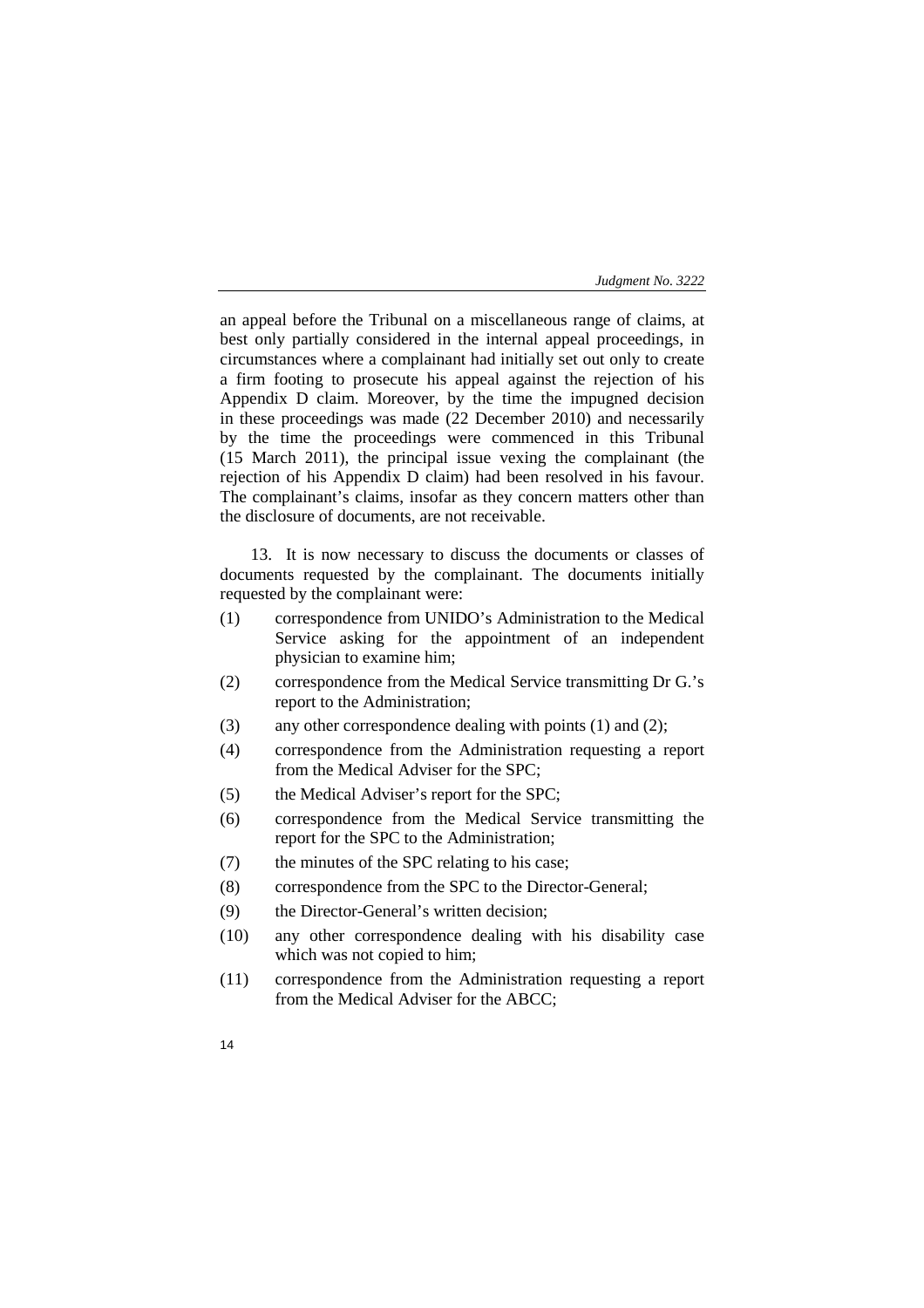an appeal before the Tribunal on a miscellaneous range of claims, at best only partially considered in the internal appeal proceedings, in circumstances where a complainant had initially set out only to create a firm footing to prosecute his appeal against the rejection of his Appendix D claim. Moreover, by the time the impugned decision in these proceedings was made (22 December 2010) and necessarily by the time the proceedings were commenced in this Tribunal (15 March 2011), the principal issue vexing the complainant (the rejection of his Appendix D claim) had been resolved in his favour. The complainant's claims, insofar as they concern matters other than the disclosure of documents, are not receivable.

13. It is now necessary to discuss the documents or classes of documents requested by the complainant. The documents initially requested by the complainant were:

(1) correspondence from UNIDO's Administration to the Medical Service asking for the appointment of an independent physician to examine him;

(2) correspondence from the Medical Service transmitting Dr G.'s report to the Administration;

(3) any other correspondence dealing with points (1) and (2);

(4) correspondence from the Administration requesting a report from the Medical Adviser for the SPC;

(5) the Medical Adviser's report for the SPC;

(6) correspondence from the Medical Service transmitting the report for the SPC to the Administration;

(7) the minutes of the SPC relating to his case;

(8) correspondence from the SPC to the Director-General;

(9) the Director-General's written decision;

(10) any other correspondence dealing with his disability case which was not copied to him;

(11) correspondence from the Administration requesting a report from the Medical Adviser for the ABCC;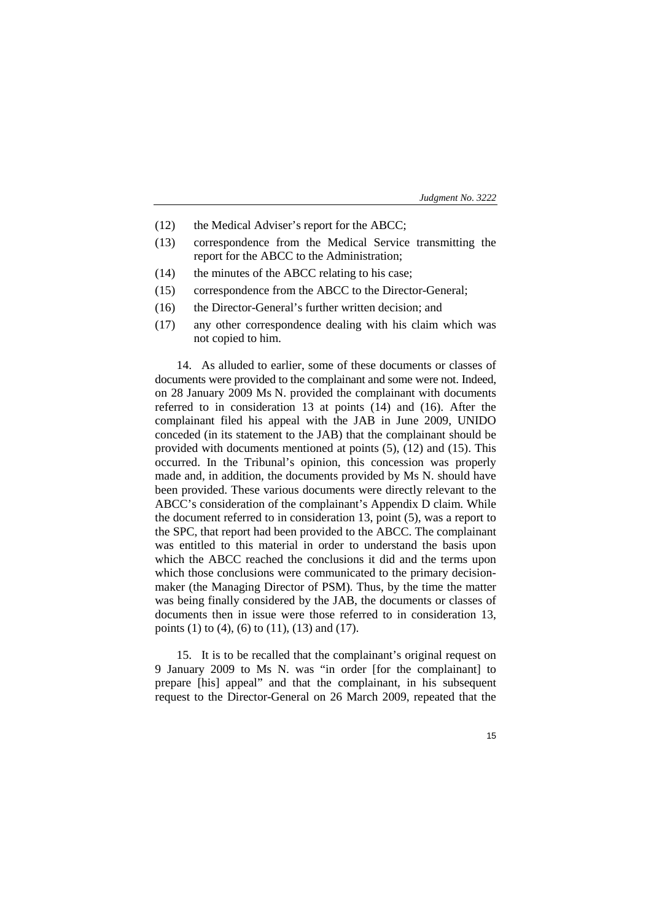(12) the Medical Adviser's report for the ABCC;

(13) correspondence from the Medical Service transmitting the report for the ABCC to the Administration;

(14) the minutes of the ABCC relating to his case;

(15) correspondence from the ABCC to the Director-General;

(16) the Director-General's further written decision; and

(17) any other correspondence dealing with his claim which was not copied to him.

14. As alluded to earlier, some of these documents or classes of documents were provided to the complainant and some were not. Indeed, on 28 January 2009 Ms N. provided the complainant with documents referred to in consideration 13 at points (14) and (16). After the complainant filed his appeal with the JAB in June 2009, UNIDO conceded (in its statement to the JAB) that the complainant should be provided with documents mentioned at points (5), (12) and (15). This occurred. In the Tribunal's opinion, this concession was properly made and, in addition, the documents provided by Ms N. should have been provided. These various documents were directly relevant to the ABCC's consideration of the complainant's Appendix D claim. While the document referred to in consideration 13, point (5), was a report to the SPC, that report had been provided to the ABCC. The complainant was entitled to this material in order to understand the basis upon which the ABCC reached the conclusions it did and the terms upon which those conclusions were communicated to the primary decision-maker (the Managing Director of PSM). Thus, by the time the matter was being finally considered by the JAB, the documents or classes of documents then in issue were those referred to in consideration 13, points (1) to (4), (6) to (11), (13) and (17).

15. It is to be recalled that the complainant's original request on 9 January 2009 to Ms N. was "in order [for the complainant] to prepare [his] appeal" and that the complainant, in his subsequent request to the Director-General on 26 March 2009, repeated that the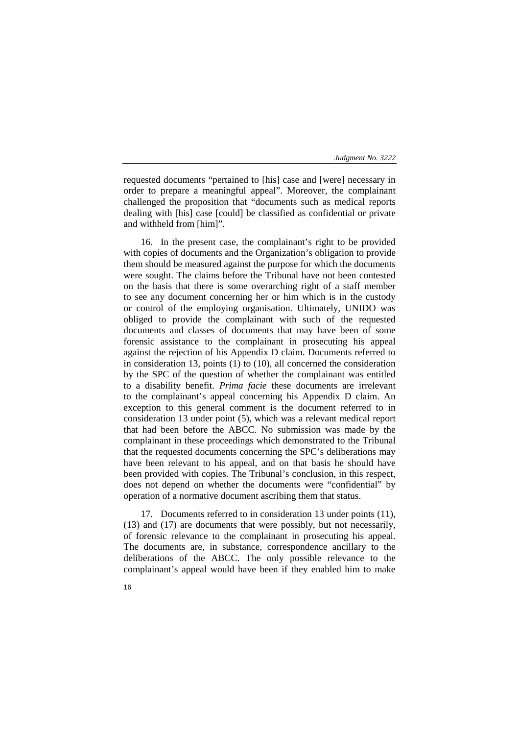requested documents "pertained to [his] case and [were] necessary in order to prepare a meaningful appeal". Moreover, the complainant challenged the proposition that "documents such as medical reports dealing with [his] case [could] be classified as confidential or private and withheld from [him]".

16. In the present case, the complainant's right to be provided with copies of documents and the Organization's obligation to provide them should be measured against the purpose for which the documents were sought. The claims before the Tribunal have not been contested on the basis that there is some overarching right of a staff member to see any document concerning her or him which is in the custody or control of the employing organisation. Ultimately, UNIDO was obliged to provide the complainant with such of the requested documents and classes of documents that may have been of some forensic assistance to the complainant in prosecuting his appeal against the rejection of his Appendix D claim. Documents referred to in consideration 13, points (1) to (10), all concerned the consideration by the SPC of the question of whether the complainant was entitled to a disability benefit. *Prima facie* these documents are irrelevant to the complainant's appeal concerning his Appendix D claim. An exception to this general comment is the document referred to in consideration 13 under point (5), which was a relevant medical report that had been before the ABCC. No submission was made by the complainant in these proceedings which demonstrated to the Tribunal that the requested documents concerning the SPC's deliberations may have been relevant to his appeal, and on that basis he should have been provided with copies. The Tribunal's conclusion, in this respect, does not depend on whether the documents were "confidential" by operation of a normative document ascribing them that status.

17. Documents referred to in consideration 13 under points (11), (13) and (17) are documents that were possibly, but not necessarily, of forensic relevance to the complainant in prosecuting his appeal. The documents are, in substance, correspondence ancillary to the deliberations of the ABCC. The only possible relevance to the complainant's appeal would have been if they enabled him to make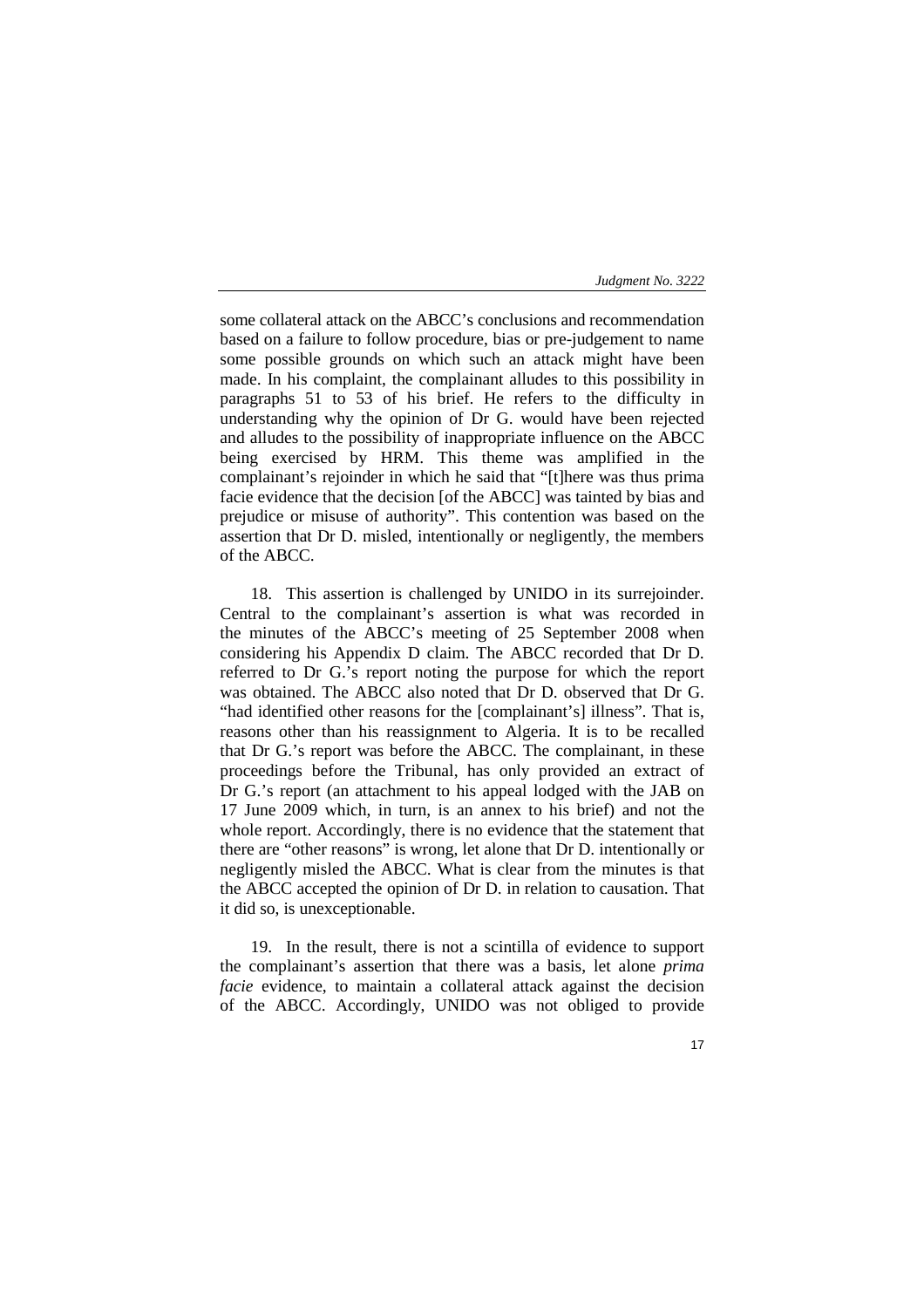some collateral attack on the ABCC's conclusions and recommendation based on a failure to follow procedure, bias or pre-judgement to name some possible grounds on which such an attack might have been made. In his complaint, the complainant alludes to this possibility in paragraphs 51 to 53 of his brief. He refers to the difficulty in understanding why the opinion of Dr G. would have been rejected and alludes to the possibility of inappropriate influence on the ABCC being exercised by HRM. This theme was amplified in the complainant's rejoinder in which he said that "[t]here was thus prima facie evidence that the decision [of the ABCC] was tainted by bias and prejudice or misuse of authority". This contention was based on the assertion that Dr D. misled, intentionally or negligently, the members of the ABCC.

18. This assertion is challenged by UNIDO in its surrejoinder. Central to the complainant's assertion is what was recorded in the minutes of the ABCC's meeting of 25 September 2008 when considering his Appendix D claim. The ABCC recorded that Dr D. referred to Dr G.'s report noting the purpose for which the report was obtained. The ABCC also noted that Dr D. observed that Dr G. "had identified other reasons for the [complainant's] illness". That is, reasons other than his reassignment to Algeria. It is to be recalled that Dr G.'s report was before the ABCC. The complainant, in these proceedings before the Tribunal, has only provided an extract of Dr G.'s report (an attachment to his appeal lodged with the JAB on 17 June 2009 which, in turn, is an annex to his brief) and not the whole report. Accordingly, there is no evidence that the statement that there are "other reasons" is wrong, let alone that Dr D. intentionally or negligently misled the ABCC. What is clear from the minutes is that the ABCC accepted the opinion of Dr D. in relation to causation. That it did so, is unexceptionable.

19. In the result, there is not a scintilla of evidence to support the complainant's assertion that there was a basis, let alone *prima facie* evidence, to maintain a collateral attack against the decision of the ABCC. Accordingly, UNIDO was not obliged to provide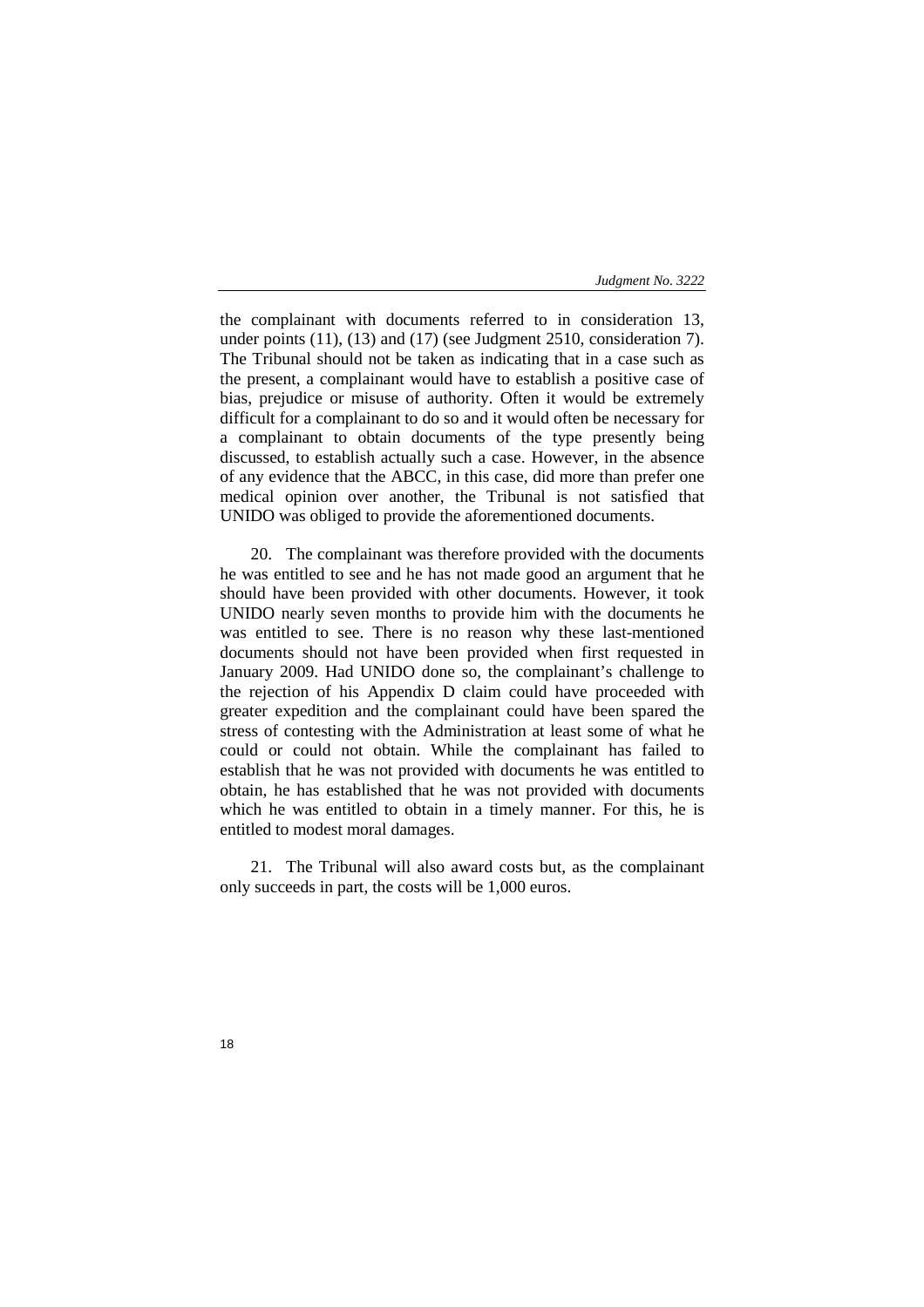the complainant with documents referred to in consideration 13, under points (11), (13) and (17) (see Judgment 2510, consideration 7). The Tribunal should not be taken as indicating that in a case such as the present, a complainant would have to establish a positive case of bias, prejudice or misuse of authority. Often it would be extremely difficult for a complainant to do so and it would often be necessary for a complainant to obtain documents of the type presently being discussed, to establish actually such a case. However, in the absence of any evidence that the ABCC, in this case, did more than prefer one medical opinion over another, the Tribunal is not satisfied that UNIDO was obliged to provide the aforementioned documents.

20. The complainant was therefore provided with the documents he was entitled to see and he has not made good an argument that he should have been provided with other documents. However, it took UNIDO nearly seven months to provide him with the documents he was entitled to see. There is no reason why these last-mentioned documents should not have been provided when first requested in January 2009. Had UNIDO done so, the complainant's challenge to the rejection of his Appendix D claim could have proceeded with greater expedition and the complainant could have been spared the stress of contesting with the Administration at least some of what he could or could not obtain. While the complainant has failed to establish that he was not provided with documents he was entitled to obtain, he has established that he was not provided with documents which he was entitled to obtain in a timely manner. For this, he is entitled to modest moral damages.

21. The Tribunal will also award costs but, as the complainant only succeeds in part, the costs will be 1,000 euros.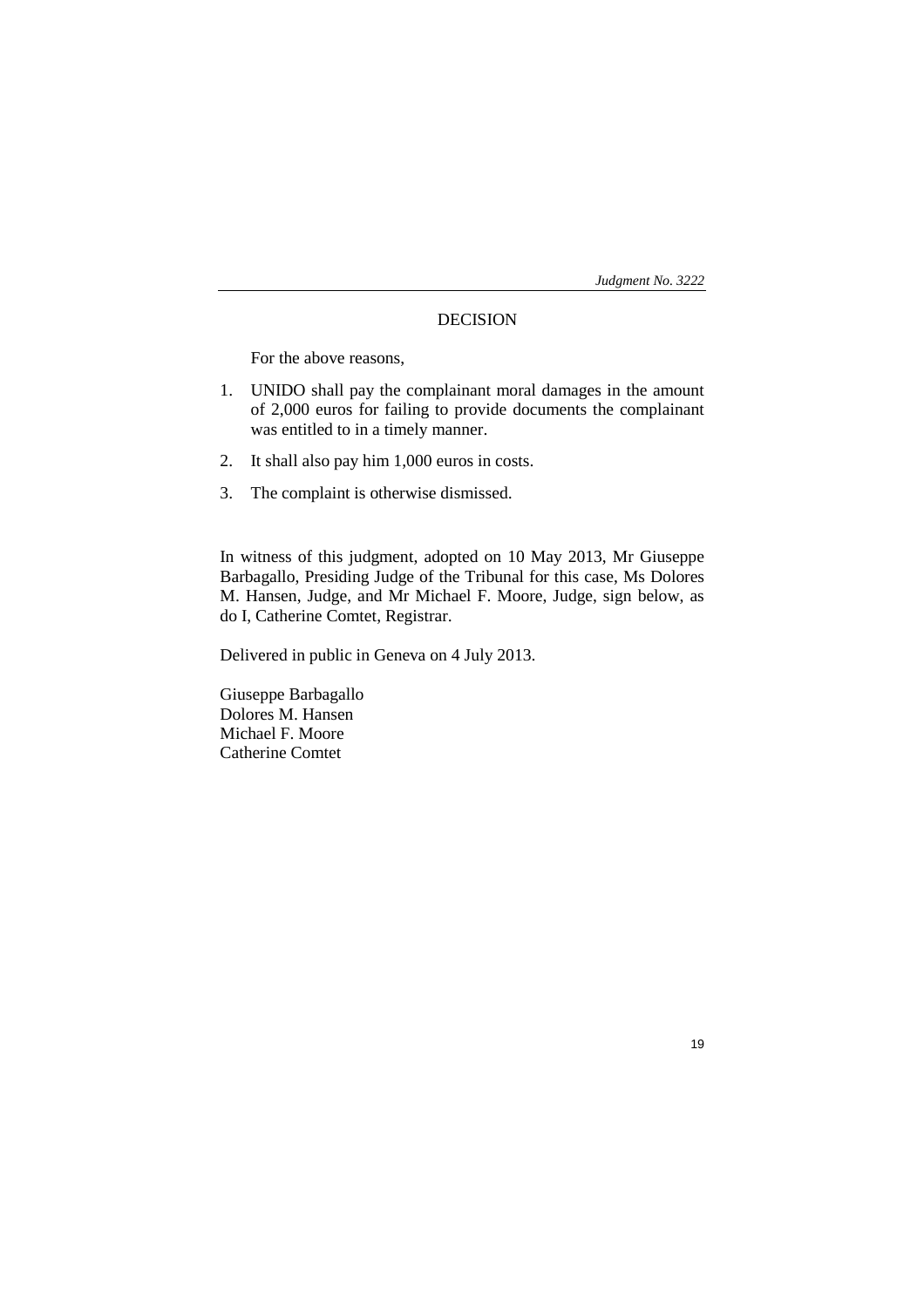## DECISION

For the above reasons,

1. UNIDO shall pay the complainant moral damages in the amount of 2,000 euros for failing to provide documents the complainant was entitled to in a timely manner.
2. It shall also pay him 1,000 euros in costs.
3. The complaint is otherwise dismissed.

In witness of this judgment, adopted on 10 May 2013, Mr Giuseppe Barbagallo, Presiding Judge of the Tribunal for this case, Ms Dolores M. Hansen, Judge, and Mr Michael F. Moore, Judge, sign below, as do I, Catherine Comtet, Registrar.

Delivered in public in Geneva on 4 July 2013.

Giuseppe Barbagallo
Dolores M. Hansen
Michael F. Moore
Catherine Comtet